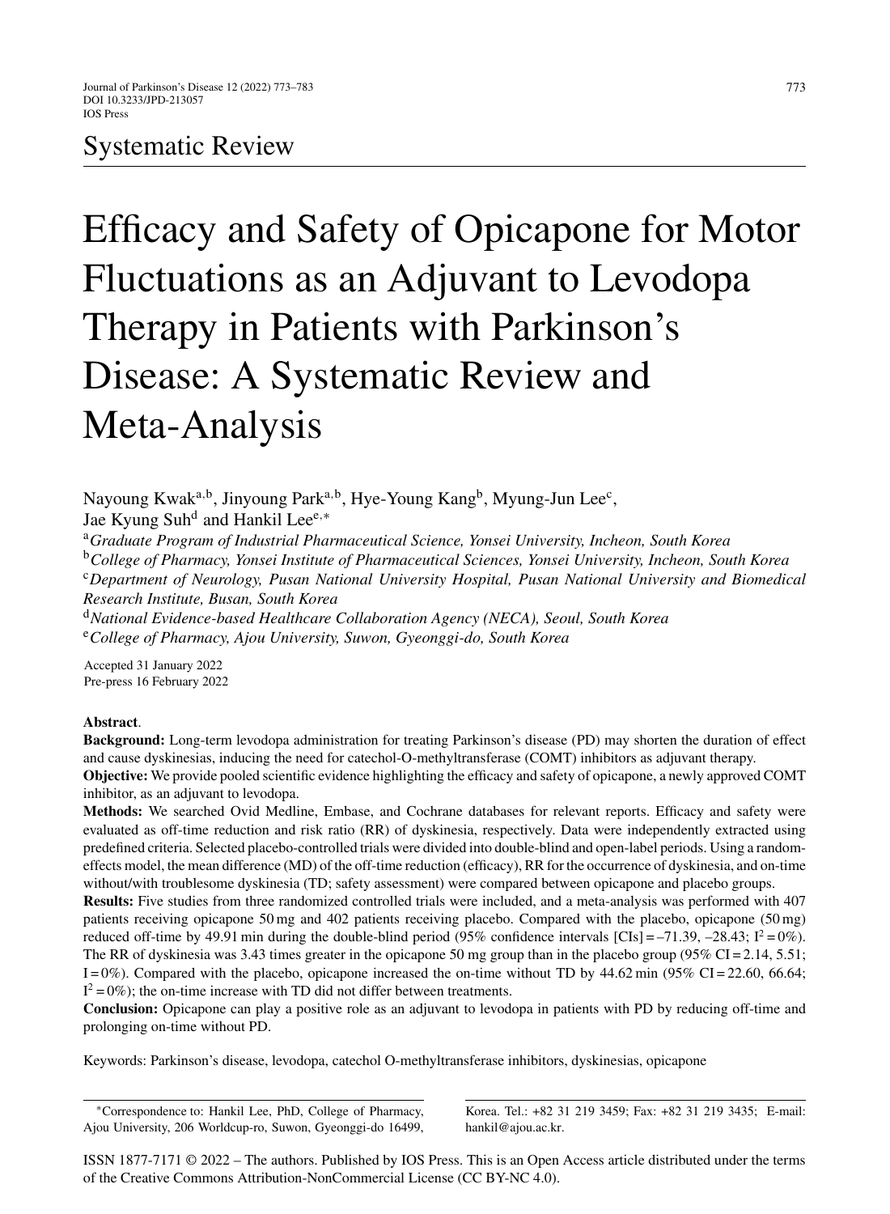Systematic Review

# Efficacy and Safety of Opicapone for Motor Fluctuations as an Adjuvant to Levodopa Therapy in Patients with Parkinson's Disease: A Systematic Review and Meta-Analysis

Nayoung Kwak[a,b], Jinyoung Park[a,b], Hye-Young Kang[b], Myung-Jun Lee[c], Jae Kyung Suh[d] and Hankil Lee[e,*]

[a]*Graduate Program of Industrial Pharmaceutical Science, Yonsei University, Incheon, South Korea*
[b]*College of Pharmacy, Yonsei Institute of Pharmaceutical Sciences, Yonsei University, Incheon, South Korea*
[c]*Department of Neurology, Pusan National University Hospital, Pusan National University and Biomedical Research Institute, Busan, South Korea*
[d]*National Evidence-based Healthcare Collaboration Agency (NECA), Seoul, South Korea*
[e]*College of Pharmacy, Ajou University, Suwon, Gyeonggi-do, South Korea*

Accepted 31 January 2022
Pre-press 16 February 2022

**Abstract**.

**Background:** Long-term levodopa administration for treating Parkinson's disease (PD) may shorten the duration of effect and cause dyskinesias, inducing the need for catechol-O-methyltransferase (COMT) inhibitors as adjuvant therapy.

**Objective:** We provide pooled scientific evidence highlighting the efficacy and safety of opicapone, a newly approved COMT inhibitor, as an adjuvant to levodopa.

**Methods:** We searched Ovid Medline, Embase, and Cochrane databases for relevant reports. Efficacy and safety were evaluated as off-time reduction and risk ratio (RR) of dyskinesia, respectively. Data were independently extracted using predefined criteria. Selected placebo-controlled trials were divided into double-blind and open-label periods. Using a random-effects model, the mean difference (MD) of the off-time reduction (efficacy), RR for the occurrence of dyskinesia, and on-time without/with troublesome dyskinesia (TD; safety assessment) were compared between opicapone and placebo groups.

**Results:** Five studies from three randomized controlled trials were included, and a meta-analysis was performed with 407 patients receiving opicapone 50 mg and 402 patients receiving placebo. Compared with the placebo, opicapone (50 mg) reduced off-time by 49.91 min during the double-blind period (95% confidence intervals [CIs] = –71.39, –28.43; $I^2 = 0\%$). The RR of dyskinesia was 3.43 times greater in the opicapone 50 mg group than in the placebo group (95% CI = 2.14, 5.51; I = 0%). Compared with the placebo, opicapone increased the on-time without TD by 44.62 min (95% CI = 22.60, 66.64; $I^2 = 0\%$); the on-time increase with TD did not differ between treatments.

**Conclusion:** Opicapone can play a positive role as an adjuvant to levodopa in patients with PD by reducing off-time and prolonging on-time without PD.

Keywords: Parkinson's disease, levodopa, catechol O-methyltransferase inhibitors, dyskinesias, opicapone

*Correspondence to: Hankil Lee, PhD, College of Pharmacy, Ajou University, 206 Worldcup-ro, Suwon, Gyeonggi-do 16499, Korea. Tel.: +82 31 219 3459; Fax: +82 31 219 3435; E-mail: hankil@ajou.ac.kr.

ISSN 1877-7171 © 2022 – The authors. Published by IOS Press. This is an Open Access article distributed under the terms of the Creative Commons Attribution-NonCommercial License (CC BY-NC 4.0).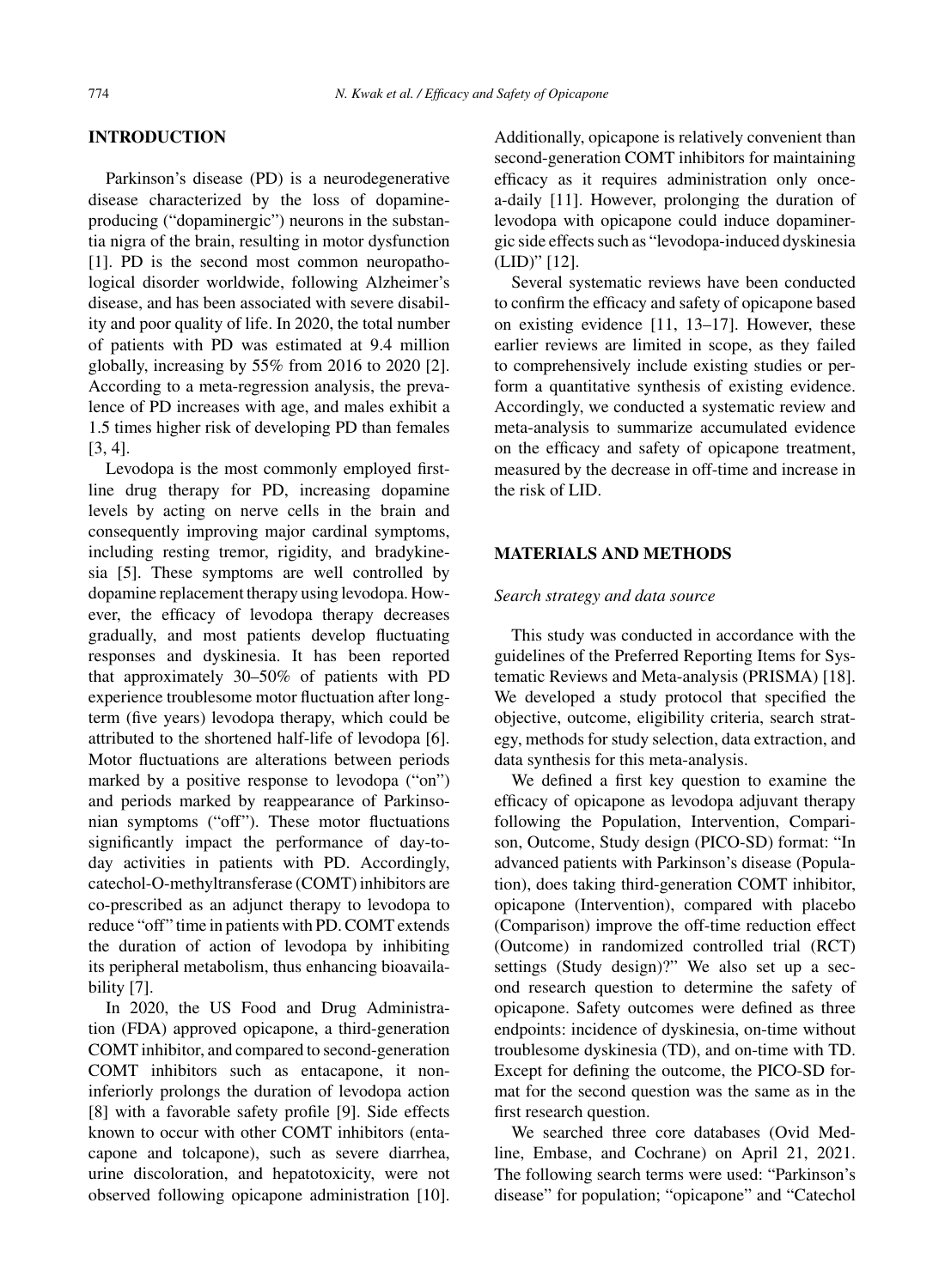## INTRODUCTION

Parkinson's disease (PD) is a neurodegenerative disease characterized by the loss of dopamine-producing ("dopaminergic") neurons in the substantia nigra of the brain, resulting in motor dysfunction [1]. PD is the second most common neuropathological disorder worldwide, following Alzheimer's disease, and has been associated with severe disability and poor quality of life. In 2020, the total number of patients with PD was estimated at 9.4 million globally, increasing by 55% from 2016 to 2020 [2]. According to a meta-regression analysis, the prevalence of PD increases with age, and males exhibit a 1.5 times higher risk of developing PD than females [3, 4].

Levodopa is the most commonly employed first-line drug therapy for PD, increasing dopamine levels by acting on nerve cells in the brain and consequently improving major cardinal symptoms, including resting tremor, rigidity, and bradykinesia [5]. These symptoms are well controlled by dopamine replacement therapy using levodopa. However, the efficacy of levodopa therapy decreases gradually, and most patients develop fluctuating responses and dyskinesia. It has been reported that approximately 30–50% of patients with PD experience troublesome motor fluctuation after long-term (five years) levodopa therapy, which could be attributed to the shortened half-life of levodopa [6]. Motor fluctuations are alterations between periods marked by a positive response to levodopa ("on") and periods marked by reappearance of Parkinsonian symptoms ("off"). These motor fluctuations significantly impact the performance of day-to-day activities in patients with PD. Accordingly, catechol-O-methyltransferase (COMT) inhibitors are co-prescribed as an adjunct therapy to levodopa to reduce "off" time in patients with PD. COMT extends the duration of action of levodopa by inhibiting its peripheral metabolism, thus enhancing bioavailability [7].

In 2020, the US Food and Drug Administration (FDA) approved opicapone, a third-generation COMT inhibitor, and compared to second-generation COMT inhibitors such as entacapone, it non-inferiorly prolongs the duration of levodopa action [8] with a favorable safety profile [9]. Side effects known to occur with other COMT inhibitors (entacapone and tolcapone), such as severe diarrhea, urine discoloration, and hepatotoxicity, were not observed following opicapone administration [10]. Additionally, opicapone is relatively convenient than second-generation COMT inhibitors for maintaining efficacy as it requires administration only once-a-daily [11]. However, prolonging the duration of levodopa with opicapone could induce dopaminergic side effects such as "levodopa-induced dyskinesia (LID)" [12].

Several systematic reviews have been conducted to confirm the efficacy and safety of opicapone based on existing evidence [11, 13–17]. However, these earlier reviews are limited in scope, as they failed to comprehensively include existing studies or perform a quantitative synthesis of existing evidence. Accordingly, we conducted a systematic review and meta-analysis to summarize accumulated evidence on the efficacy and safety of opicapone treatment, measured by the decrease in off-time and increase in the risk of LID.

## MATERIALS AND METHODS

### *Search strategy and data source*

This study was conducted in accordance with the guidelines of the Preferred Reporting Items for Systematic Reviews and Meta-analysis (PRISMA) [18]. We developed a study protocol that specified the objective, outcome, eligibility criteria, search strategy, methods for study selection, data extraction, and data synthesis for this meta-analysis.

We defined a first key question to examine the efficacy of opicapone as levodopa adjuvant therapy following the Population, Intervention, Comparison, Outcome, Study design (PICO-SD) format: "In advanced patients with Parkinson's disease (Population), does taking third-generation COMT inhibitor, opicapone (Intervention), compared with placebo (Comparison) improve the off-time reduction effect (Outcome) in randomized controlled trial (RCT) settings (Study design)?" We also set up a second research question to determine the safety of opicapone. Safety outcomes were defined as three endpoints: incidence of dyskinesia, on-time without troublesome dyskinesia (TD), and on-time with TD. Except for defining the outcome, the PICO-SD format for the second question was the same as in the first research question.

We searched three core databases (Ovid Medline, Embase, and Cochrane) on April 21, 2021. The following search terms were used: "Parkinson's disease" for population; "opicapone" and "Catechol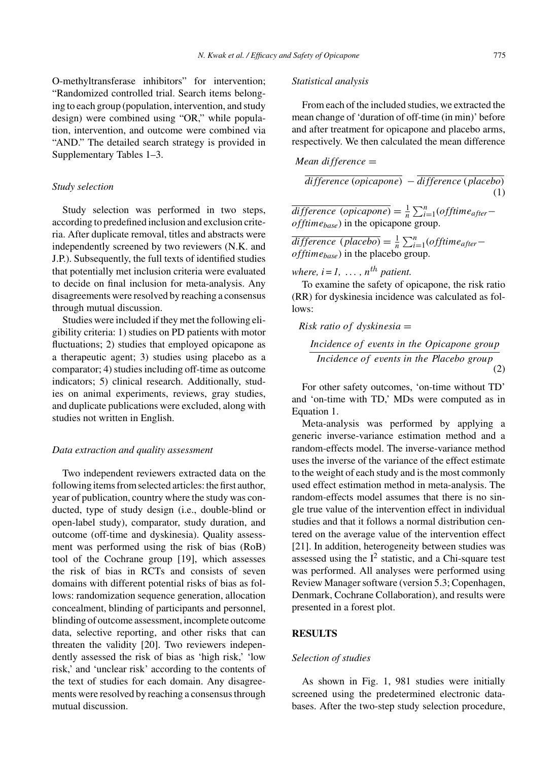O-methyltransferase inhibitors" for intervention; "Randomized controlled trial. Search items belonging to each group (population, intervention, and study design) were combined using "OR," while population, intervention, and outcome were combined via "AND." The detailed search strategy is provided in Supplementary Tables 1–3.

### Study selection

Study selection was performed in two steps, according to predefined inclusion and exclusion criteria. After duplicate removal, titles and abstracts were independently screened by two reviewers (N.K. and J.P.). Subsequently, the full texts of identified studies that potentially met inclusion criteria were evaluated to decide on final inclusion for meta-analysis. Any disagreements were resolved by reaching a consensus through mutual discussion.

Studies were included if they met the following eligibility criteria: 1) studies on PD patients with motor fluctuations; 2) studies that employed opicapone as a therapeutic agent; 3) studies using placebo as a comparator; 4) studies including off-time as outcome indicators; 5) clinical research. Additionally, studies on animal experiments, reviews, gray studies, and duplicate publications were excluded, along with studies not written in English.

### Data extraction and quality assessment

Two independent reviewers extracted data on the following items from selected articles: the first author, year of publication, country where the study was conducted, type of study design (i.e., double-blind or open-label study), comparator, study duration, and outcome (off-time and dyskinesia). Quality assessment was performed using the risk of bias (RoB) tool of the Cochrane group [19], which assesses the risk of bias in RCTs and consists of seven domains with different potential risks of bias as follows: randomization sequence generation, allocation concealment, blinding of participants and personnel, blinding of outcome assessment, incomplete outcome data, selective reporting, and other risks that can threaten the validity [20]. Two reviewers independently assessed the risk of bias as 'high risk,' 'low risk,' and 'unclear risk' according to the contents of the text of studies for each domain. Any disagreements were resolved by reaching a consensus through mutual discussion.

### Statistical analysis

From each of the included studies, we extracted the mean change of 'duration of off-time (in min)' before and after treatment for opicapone and placebo arms, respectively. We then calculated the mean difference

$$Mean\ difference = \overline{difference\ (opicapone)} - \overline{difference\ (placebo)} \quad (1)$$

$\overline{difference\ (opicapone)} = \frac{1}{n}\sum_{i=1}^{n}(offtime_{after} - offtime_{base})$ in the opicapone group.

$\overline{difference\ (placebo)} = \frac{1}{n}\sum_{i=1}^{n}(offtime_{after} - offtime_{base})$ in the placebo group.

*where, $i = 1, \ldots, n^{th}$ patient.*

To examine the safety of opicapone, the risk ratio (RR) for dyskinesia incidence was calculated as follows:

$$Risk\ ratio\ of\ dyskinesia = \frac{Incidence\ of\ events\ in\ the\ Opicapone\ group}{Incidence\ of\ events\ in\ the\ Placebo\ group} \quad (2)$$

For other safety outcomes, 'on-time without TD' and 'on-time with TD,' MDs were computed as in Equation 1.

Meta-analysis was performed by applying a generic inverse-variance estimation method and a random-effects model. The inverse-variance method uses the inverse of the variance of the effect estimate to the weight of each study and is the most commonly used effect estimation method in meta-analysis. The random-effects model assumes that there is no single true value of the intervention effect in individual studies and that it follows a normal distribution centered on the average value of the intervention effect [21]. In addition, heterogeneity between studies was assessed using the $I^2$ statistic, and a Chi-square test was performed. All analyses were performed using Review Manager software (version 5.3; Copenhagen, Denmark, Cochrane Collaboration), and results were presented in a forest plot.

## RESULTS

### Selection of studies

As shown in Fig. 1, 981 studies were initially screened using the predetermined electronic databases. After the two-step study selection procedure,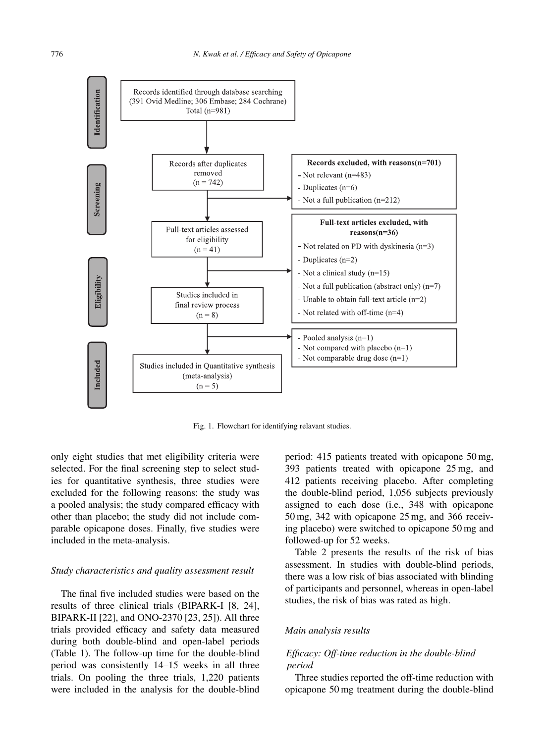Identification

Records identified through database searching
(391 Ovid Medline; 306 Embase; 284 Cochrane)
Total (n=981)

Screening

Records after duplicates removed
(n = 742)

**Records excluded, with reasons(n=701)**
- Not relevant (n=483)
- Duplicates (n=6)
- Not a full publication (n=212)

Full-text articles assessed for eligibility
(n = 41)

**Full-text articles excluded, with reasons(n=36)**
- Not related on PD with dyskinesia (n=3)
- Duplicates (n=2)
- Not a clinical study (n=15)
- Not a full publication (abstract only) (n=7)
- Unable to obtain full-text article (n=2)
- Not related with off-time (n=4)

Eligibility

Studies included in final review process
(n = 8)

- Pooled analysis (n=1)
- Not compared with placebo (n=1)
- Not comparable drug dose (n=1)

Included

Studies included in Quantitative synthesis (meta-analysis)
(n = 5)

Fig. 1. Flowchart for identifying relavant studies.

only eight studies that met eligibility criteria were selected. For the final screening step to select studies for quantitative synthesis, three studies were excluded for the following reasons: the study was a pooled analysis; the study compared efficacy with other than placebo; the study did not include comparable opicapone doses. Finally, five studies were included in the meta-analysis.

### *Study characteristics and quality assessment result*

The final five included studies were based on the results of three clinical trials (BIPARK-I [8, 24], BIPARK-II [22], and ONO-2370 [23, 25]). All three trials provided efficacy and safety data measured during both double-blind and open-label periods (Table 1). The follow-up time for the double-blind period was consistently 14–15 weeks in all three trials. On pooling the three trials, 1,220 patients were included in the analysis for the double-blind period: 415 patients treated with opicapone 50 mg, 393 patients treated with opicapone 25 mg, and 412 patients receiving placebo. After completing the double-blind period, 1,056 subjects previously assigned to each dose (i.e., 348 with opicapone 50 mg, 342 with opicapone 25 mg, and 366 receiving placebo) were switched to opicapone 50 mg and followed-up for 52 weeks.

Table 2 presents the results of the risk of bias assessment. In studies with double-blind periods, there was a low risk of bias associated with blinding of participants and personnel, whereas in open-label studies, the risk of bias was rated as high.

### *Main analysis results*

#### *Efficacy: Off-time reduction in the double-blind period*

Three studies reported the off-time reduction with opicapone 50 mg treatment during the double-blind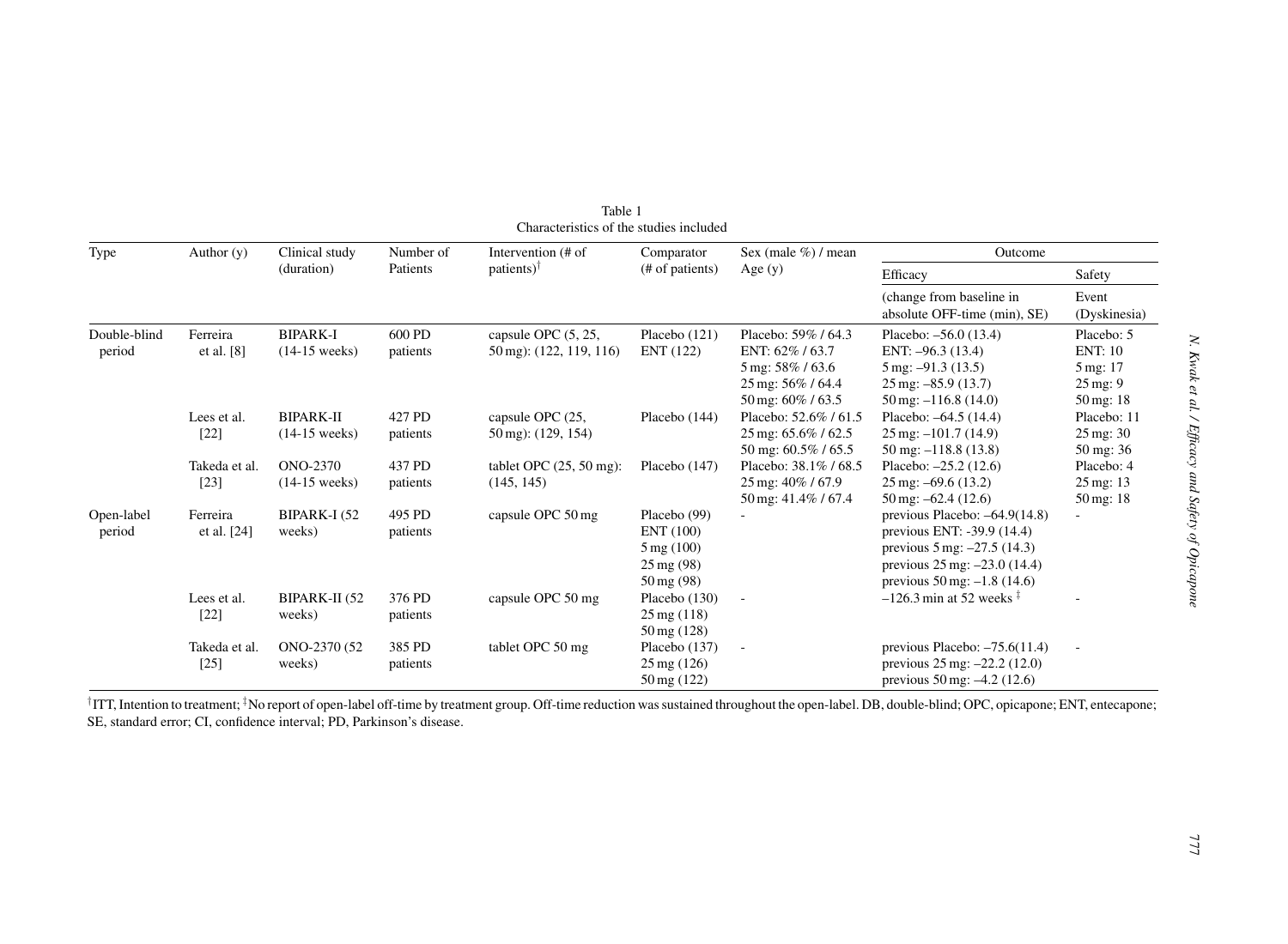Table 1
Characteristics of the studies included

| Type | Author (y) | Clinical study (duration) | Number of Patients | Intervention (# of patients)[†] | Comparator (# of patients) | Sex (male %) / mean Age (y) | Outcome | |
|---|---|---|---|---|---|---|---|---|
| | | | | | | | Efficacy | Safety |
| | | | | | | | (change from baseline in absolute OFF-time (min), SE) | Event (Dyskinesia) |
| Double-blind period | Ferreira et al. [8] | BIPARK-I (14-15 weeks) | 600 PD patients | capsule OPC (5, 25, 50 mg): (122, 119, 116) | Placebo (121) ENT (122) | Placebo: 59% / 64.3<br>ENT: 62% / 63.7<br>5 mg: 58% / 63.6<br>25 mg: 56% / 64.4<br>50 mg: 60% / 63.5 | Placebo: –56.0 (13.4)<br>ENT: –96.3 (13.4)<br>5 mg: –91.3 (13.5)<br>25 mg: –85.9 (13.7)<br>50 mg: –116.8 (14.0) | Placebo: 5<br>ENT: 10<br>5 mg: 17<br>25 mg: 9<br>50 mg: 18 |
| | Lees et al. [22] | BIPARK-II (14-15 weeks) | 427 PD patients | capsule OPC (25, 50 mg): (129, 154) | Placebo (144) | Placebo: 52.6% / 61.5<br>25 mg: 65.6% / 62.5<br>50 mg: 60.5% / 65.5 | Placebo: –64.5 (14.4)<br>25 mg: –101.7 (14.9)<br>50 mg: –118.8 (13.8) | Placebo: 11<br>25 mg: 30<br>50 mg: 36 |
| | Takeda et al. [23] | ONO-2370 (14-15 weeks) | 437 PD patients | tablet OPC (25, 50 mg): (145, 145) | Placebo (147) | Placebo: 38.1% / 68.5<br>25 mg: 40% / 67.9<br>50 mg: 41.4% / 67.4 | Placebo: –25.2 (12.6)<br>25 mg: –69.6 (13.2)<br>50 mg: –62.4 (12.6) | Placebo: 4<br>25 mg: 13<br>50 mg: 18 |
| Open-label period | Ferreira et al. [24] | BIPARK-I (52 weeks) | 495 PD patients | capsule OPC 50 mg | Placebo (99)<br>ENT (100)<br>5 mg (100)<br>25 mg (98)<br>50 mg (98) | - | previous Placebo: –64.9(14.8)<br>previous ENT: -39.9 (14.4)<br>previous 5 mg: –27.5 (14.3)<br>previous 25 mg: –23.0 (14.4)<br>previous 50 mg: –1.8 (14.6) | - |
| | Lees et al. [22] | BIPARK-II (52 weeks) | 376 PD patients | capsule OPC 50 mg | Placebo (130)<br>25 mg (118)<br>50 mg (128) | - | –126.3 min at 52 weeks [‡] | - |
| | Takeda et al. [25] | ONO-2370 (52 weeks) | 385 PD patients | tablet OPC 50 mg | Placebo (137)<br>25 mg (126)<br>50 mg (122) | - | previous Placebo: –75.6(11.4)<br>previous 25 mg: –22.2 (12.0)<br>previous 50 mg: –4.2 (12.6) | - |

[†]ITT, Intention to treatment; [‡]No report of open-label off-time by treatment group. Off-time reduction was sustained throughout the open-label. DB, double-blind; OPC, opicapone; ENT, entecapone; SE, standard error; CI, confidence interval; PD, Parkinson's disease.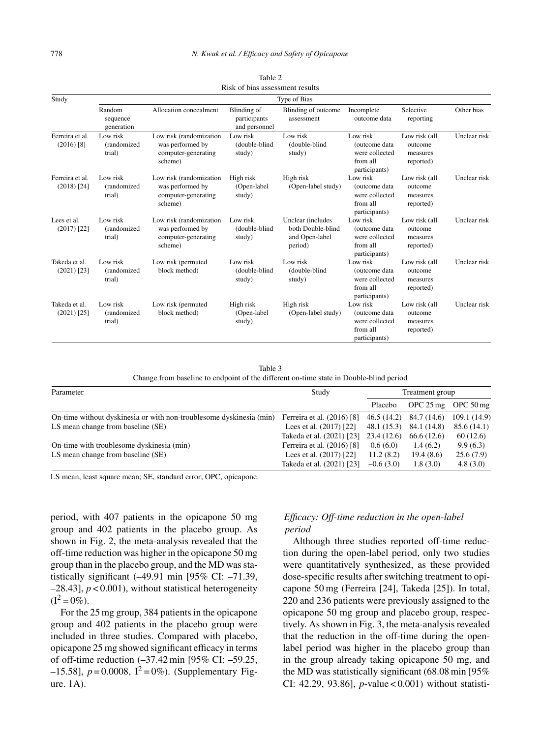Table 2
Risk of bias assessment results

| Study | Type of Bias | | | | | | |
|---|---|---|---|---|---|---|---|
| | Random sequence generation | Allocation concealment | Blinding of participants and personnel | Blinding of outcome assessment | Incomplete outcome data | Selective reporting | Other bias |
| Ferreira et al. (2016) [8] | Low risk (randomized trial) | Low risk (randomization was performed by computer-generating scheme) | Low risk (double-blind study) | Low risk (double-blind study) | Low risk (outcome data were collected from all participants) | Low risk (all outcome measures reported) | Unclear risk |
| Ferreira et al. (2018) [24] | Low risk (randomized trial) | Low risk (randomization was performed by computer-generating scheme) | High risk (Open-label study) | High risk (Open-label study) | Low risk (outcome data were collected from all participants) | Low risk (all outcome measures reported) | Unclear risk |
| Lees et al. (2017) [22] | Low risk (randomized trial) | Low risk (randomization was performed by computer-generating scheme) | Low risk (double-blind study) | Unclear (includes both Double-blind and Open-label period) | Low risk (outcome data were collected from all participants) | Low risk (all outcome measures reported) | Unclear risk |
| Takeda et al. (2021) [23] | Low risk (randomized trial) | Low risk (permuted block method) | Low risk (double-blind study) | Low risk (double-blind study) | Low risk (outcome data were collected from all participants) | Low risk (all outcome measures reported) | Unclear risk |
| Takeda et al. (2021) [25] | Low risk (randomized trial) | Low risk (permuted block method) | High risk (Open-label study) | High risk (Open-label study) | Low risk (outcome data were collected from all participants) | Low risk (all outcome measures reported) | Unclear risk |

Table 3
Change from baseline to endpoint of the different on-time state in Double-blind period

| Parameter | Study | Treatment group | | |
|---|---|---|---|---|
| | | Placebo | OPC 25 mg | OPC 50 mg |
| On-time without dyskinesia or with non-troublesome dyskinesia (min) | Ferreira et al. (2016) [8] | 46.5 (14.2) | 84.7 (14.6) | 109.1 (14.9) |
| LS mean change from baseline (SE) | Lees et al. (2017) [22] | 48.1 (15.3) | 84.1 (14.8) | 85.6 (14.1) |
| | Takeda et al. (2021) [23] | 23.4 (12.6) | 66.6 (12.6) | 60 (12.6) |
| On-time with troublesome dyskinesia (min) | Ferreira et al. (2016) [8] | 0.6 (6.0) | 1.4 (6.2) | 9.9 (6.3) |
| LS mean change from baseline (SE) | Lees et al. (2017) [22] | 11.2 (8.2) | 19.4 (8.6) | 25.6 (7.9) |
| | Takeda et al. (2021) [23] | –0.6 (3.0) | 1.8 (3.0) | 4.8 (3.0) |

LS mean, least square mean; SE, standard error; OPC, opicapone.

period, with 407 patients in the opicapone 50 mg group and 402 patients in the placebo group. As shown in Fig. 2, the meta-analysis revealed that the off-time reduction was higher in the opicapone 50 mg group than in the placebo group, and the MD was statistically significant (–49.91 min [95% CI: –71.39, –28.43], $p < 0.001$), without statistical heterogeneity ($I^2 = 0\%$).

For the 25 mg group, 384 patients in the opicapone group and 402 patients in the placebo group were included in three studies. Compared with placebo, opicapone 25 mg showed significant efficacy in terms of off-time reduction (–37.42 min [95% CI: –59.25, –15.58], $p = 0.0008$, $I^2 = 0\%$). (Supplementary Figure. 1A).

### *Efficacy: Off-time reduction in the open-label period*

Although three studies reported off-time reduction during the open-label period, only two studies were quantitatively synthesized, as these provided dose-specific results after switching treatment to opicapone 50 mg (Ferreira [24], Takeda [25]). In total, 220 and 236 patients were previously assigned to the opicapone 50 mg group and placebo group, respectively. As shown in Fig. 3, the meta-analysis revealed that the reduction in the off-time during the open-label period was higher in the placebo group than in the group already taking opicapone 50 mg, and the MD was statistically significant (68.08 min [95% CI: 42.29, 93.86], $p$-value $< 0.001$) without statisti-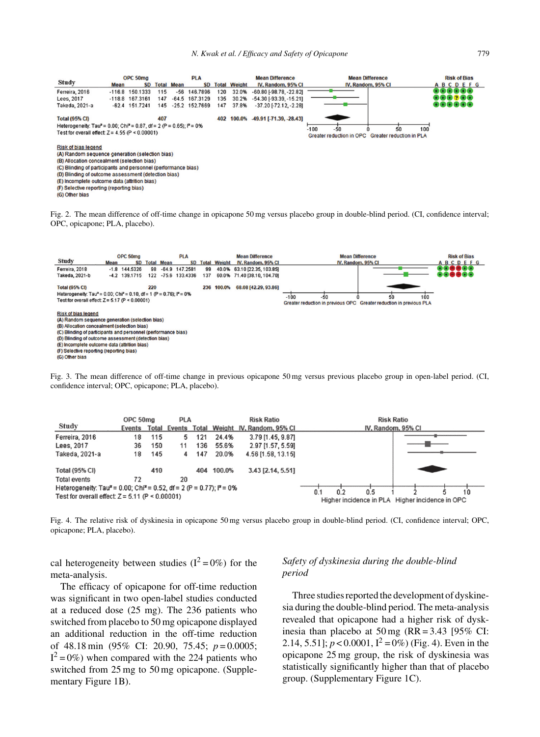| Study | OPC 50mg Mean | OPC 50mg SD | OPC 50mg Total | PLA Mean | PLA SD | PLA Total | Weight | Mean Difference IV, Random, 95% CI |
|---|---|---|---|---|---|---|---|---|
| Ferreira, 2016 | -116.8 | 150.1333 | 115 | -56 | 146.7896 | 120 | 32.0% | -60.80 [-98.78, -22.82] |
| Lees, 2017 | -118.8 | 167.3161 | 147 | -64.5 | 167.3129 | 135 | 30.2% | -54.30 [-93.39, -15.21] |
| Takeda, 2021-a | -62.4 | 151.7241 | 145 | -25.2 | 152.7669 | 147 | 37.8% | -37.20 [-72.12, -2.28] |
| Total (95% CI) | | | 407 | | | 402 | 100.0% | -49.91 [-71.39, -28.43] |

Heterogeneity: $Tau^2 = 0.00$; $Chi^2 = 0.87$, df = 2 (P = 0.65); $I^2 = 0\%$
Test for overall effect: Z = 4.55 (P < 0.00001)

Risk of bias legend
(A) Random sequence generation (selection bias)
(B) Allocation concealment (selection bias)
(C) Blinding of participants and personnel (performance bias)
(D) Blinding of outcome assessment (detection bias)
(E) Incomplete outcome data (attrition bias)
(F) Selective reporting (reporting bias)
(G) Other bias

Fig. 2. The mean difference of off-time change in opicapone 50 mg versus placebo group in double-blind period. (CI, confidence interval; OPC, opicapone; PLA, placebo).

| Study | OPC 50mg Mean | OPC 50mg SD | OPC 50mg Total | PLA Mean | PLA SD | PLA Total | Weight | Mean Difference IV, Random, 95% CI |
|---|---|---|---|---|---|---|---|---|
| Ferreira, 2018 | -1.8 | 144.5326 | 98 | -64.9 | 147.2581 | 99 | 40.0% | 63.10 [22.35, 103.85] |
| Takeda, 2021-b | -4.2 | 139.1715 | 122 | -75.6 | 133.4336 | 137 | 60.0% | 71.40 [38.10, 104.70] |
| Total (95% CI) | | | 220 | | | 236 | 100.0% | 68.08 [42.29, 93.86] |

Heterogeneity: $Tau^2 = 0.00$; $Chi^2 = 0.10$, df = 1 (P = 0.76); $I^2 = 0\%$
Test for overall effect: Z = 5.17 (P < 0.00001)

Risk of bias legend
(A) Random sequence generation (selection bias)
(B) Allocation concealment (selection bias)
(C) Blinding of participants and personnel (performance bias)
(D) Blinding of outcome assessment (detection bias)
(E) Incomplete outcome data (attrition bias)
(F) Selective reporting (reporting bias)
(G) Other bias

Fig. 3. The mean difference of off-time change in previous opicapone 50 mg versus previous placebo group in open-label period. (CI, confidence interval; OPC, opicapone; PLA, placebo).

| Study | OPC 50mg Events | OPC 50mg Total | PLA Events | PLA Total | Weight | Risk Ratio IV, Random, 95% CI |
|---|---|---|---|---|---|---|
| Ferreira, 2016 | 18 | 115 | 5 | 121 | 24.4% | 3.79 [1.45, 9.87] |
| Lees, 2017 | 36 | 150 | 11 | 136 | 55.6% | 2.97 [1.57, 5.59] |
| Takeda, 2021-a | 18 | 145 | 4 | 147 | 20.0% | 4.56 [1.58, 13.15] |
| Total (95% CI) | | 410 | | 404 | 100.0% | 3.43 [2.14, 5.51] |
| Total events | 72 | | 20 | | | |

Heterogeneity: $Tau^2 = 0.00$; $Chi^2 = 0.52$, df = 2 (P = 0.77); $I^2 = 0\%$
Test for overall effect: Z = 5.11 (P < 0.00001)

Fig. 4. The relative risk of dyskinesia in opicapone 50 mg versus placebo group in double-blind period. (CI, confidence interval; OPC, opicapone; PLA, placebo).

cal heterogeneity between studies ($I^2 = 0\%$) for the meta-analysis.

The efficacy of opicapone for off-time reduction was significant in two open-label studies conducted at a reduced dose (25 mg). The 236 patients who switched from placebo to 50 mg opicapone displayed an additional reduction in the off-time reduction of 48.18 min (95% CI: 20.90, 75.45; $p = 0.0005$; $I^2 = 0\%$) when compared with the 224 patients who switched from 25 mg to 50 mg opicapone. (Supplementary Figure 1B).

### *Safety of dyskinesia during the double-blind period*

Three studies reported the development of dyskinesia during the double-blind period. The meta-analysis revealed that opicapone had a higher risk of dyskinesia than placebo at 50 mg (RR = 3.43 [95% CI: 2.14, 5.51]; $p < 0.0001$, $I^2 = 0\%$) (Fig. 4). Even in the opicapone 25 mg group, the risk of dyskinesia was statistically significantly higher than that of placebo group. (Supplementary Figure 1C).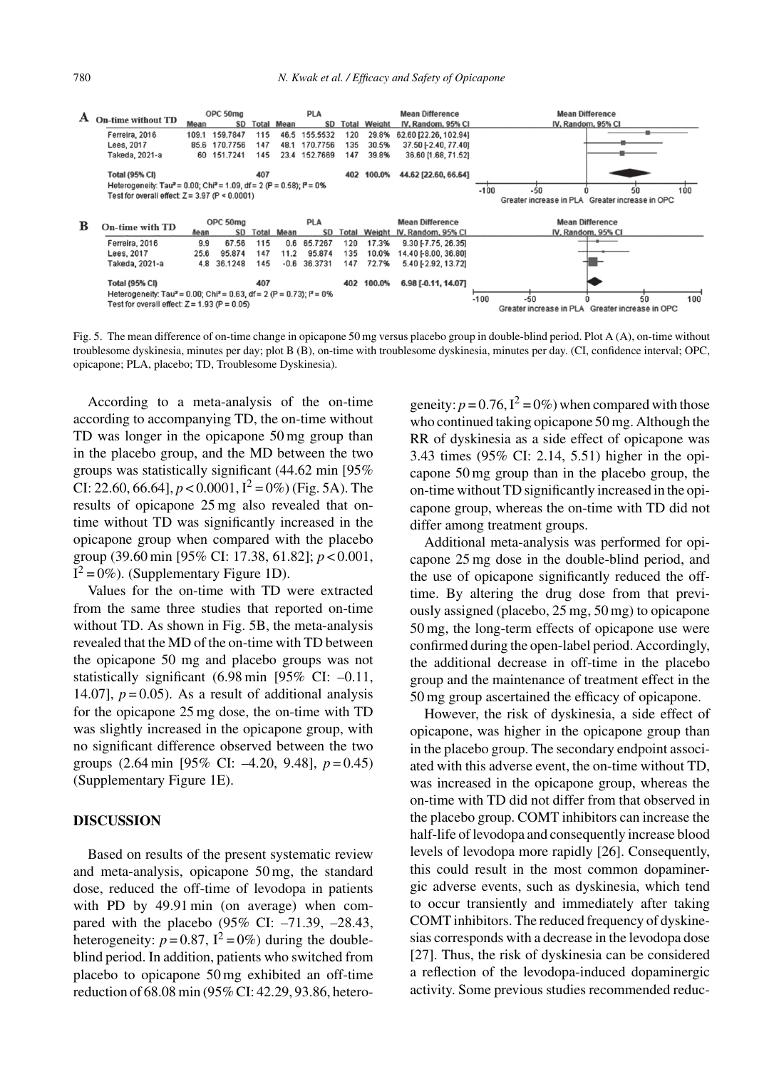**A** On-time without TD

| Study | OPC 50mg Mean | OPC 50mg SD | OPC 50mg Total | PLA Mean | PLA SD | PLA Total | Weight | Mean Difference IV, Random, 95% CI |
|---|---|---|---|---|---|---|---|---|
| Ferreira, 2016 | 109.1 | 159.7847 | 115 | 46.5 | 155.5532 | 120 | 29.8% | 62.60 [22.26, 102.94] |
| Lees, 2017 | 85.6 | 170.7756 | 147 | 48.1 | 170.7756 | 135 | 30.5% | 37.50 [-2.40, 77.40] |
| Takeda, 2021-a | 60 | 151.7241 | 145 | 23.4 | 152.7669 | 147 | 39.8% | 36.60 [1.68, 71.52] |
| **Total (95% CI)** | | | 407 | | | 402 | 100.0% | 44.62 [22.60, 66.64] |

Heterogeneity: Tau² = 0.00; Chi² = 1.09, df = 2 (P = 0.58); I² = 0%
Test for overall effect: Z = 3.97 (P < 0.0001)

**B** On-time with TD

| Study | OPC 50mg Mean | OPC 50mg SD | OPC 50mg Total | PLA Mean | PLA SD | PLA Total | Weight | Mean Difference IV, Random, 95% CI |
|---|---|---|---|---|---|---|---|---|
| Ferreira, 2016 | 9.9 | 67.56 | 115 | 0.6 | 65.7267 | 120 | 17.3% | 9.30 [-7.75, 26.35] |
| Lees, 2017 | 25.6 | 95.874 | 147 | 11.2 | 95.874 | 135 | 10.0% | 14.40 [-8.00, 36.80] |
| Takeda, 2021-a | 4.8 | 36.1248 | 145 | -0.6 | 36.3731 | 147 | 72.7% | 5.40 [-2.92, 13.72] |
| **Total (95% CI)** | | | 407 | | | 402 | 100.0% | 6.98 [-0.11, 14.07] |

Heterogeneity: Tau² = 0.00; Chi² = 0.63, df = 2 (P = 0.73); I² = 0%
Test for overall effect: Z = 1.93 (P = 0.05)

Fig. 5. The mean difference of on-time change in opicapone 50 mg versus placebo group in double-blind period. Plot A (A), on-time without troublesome dyskinesia, minutes per day; plot B (B), on-time with troublesome dyskinesia, minutes per day. (CI, confidence interval; OPC, opicapone; PLA, placebo; TD, Troublesome Dyskinesia).

According to a meta-analysis of the on-time according to accompanying TD, the on-time without TD was longer in the opicapone 50 mg group than in the placebo group, and the MD between the two groups was statistically significant (44.62 min [95% CI: 22.60, 66.64], $p < 0.0001$, $I^2 = 0\%$) (Fig. 5A). The results of opicapone 25 mg also revealed that on-time without TD was significantly increased in the opicapone group when compared with the placebo group (39.60 min [95% CI: 17.38, 61.82]; $p < 0.001$, $I^2 = 0\%$). (Supplementary Figure 1D).

Values for the on-time with TD were extracted from the same three studies that reported on-time without TD. As shown in Fig. 5B, the meta-analysis revealed that the MD of the on-time with TD between the opicapone 50 mg and placebo groups was not statistically significant (6.98 min [95% CI: –0.11, 14.07], $p = 0.05$). As a result of additional analysis for the opicapone 25 mg dose, the on-time with TD was slightly increased in the opicapone group, with no significant difference observed between the two groups (2.64 min [95% CI: –4.20, 9.48], $p = 0.45$) (Supplementary Figure 1E).

## DISCUSSION

Based on results of the present systematic review and meta-analysis, opicapone 50 mg, the standard dose, reduced the off-time of levodopa in patients with PD by 49.91 min (on average) when compared with the placebo (95% CI: –71.39, –28.43, heterogeneity: $p = 0.87$, $I^2 = 0\%$) during the double-blind period. In addition, patients who switched from placebo to opicapone 50 mg exhibited an off-time reduction of 68.08 min (95% CI: 42.29, 93.86, heterogeneity: $p = 0.76$, $I^2 = 0\%$) when compared with those who continued taking opicapone 50 mg. Although the RR of dyskinesia as a side effect of opicapone was 3.43 times (95% CI: 2.14, 5.51) higher in the opicapone 50 mg group than in the placebo group, the on-time without TD significantly increased in the opicapone group, whereas the on-time with TD did not differ among treatment groups.

Additional meta-analysis was performed for opicapone 25 mg dose in the double-blind period, and the use of opicapone significantly reduced the off-time. By altering the drug dose from that previously assigned (placebo, 25 mg, 50 mg) to opicapone 50 mg, the long-term effects of opicapone use were confirmed during the open-label period. Accordingly, the additional decrease in off-time in the placebo group and the maintenance of treatment effect in the 50 mg group ascertained the efficacy of opicapone.

However, the risk of dyskinesia, a side effect of opicapone, was higher in the opicapone group than in the placebo group. The secondary endpoint associated with this adverse event, the on-time without TD, was increased in the opicapone group, whereas the on-time with TD did not differ from that observed in the placebo group. COMT inhibitors can increase the half-life of levodopa and consequently increase blood levels of levodopa more rapidly [26]. Consequently, this could result in the most common dopaminergic adverse events, such as dyskinesia, which tend to occur transiently and immediately after taking COMT inhibitors. The reduced frequency of dyskinesias corresponds with a decrease in the levodopa dose [27]. Thus, the risk of dyskinesia can be considered a reflection of the levodopa-induced dopaminergic activity. Some previous studies recommended reduc-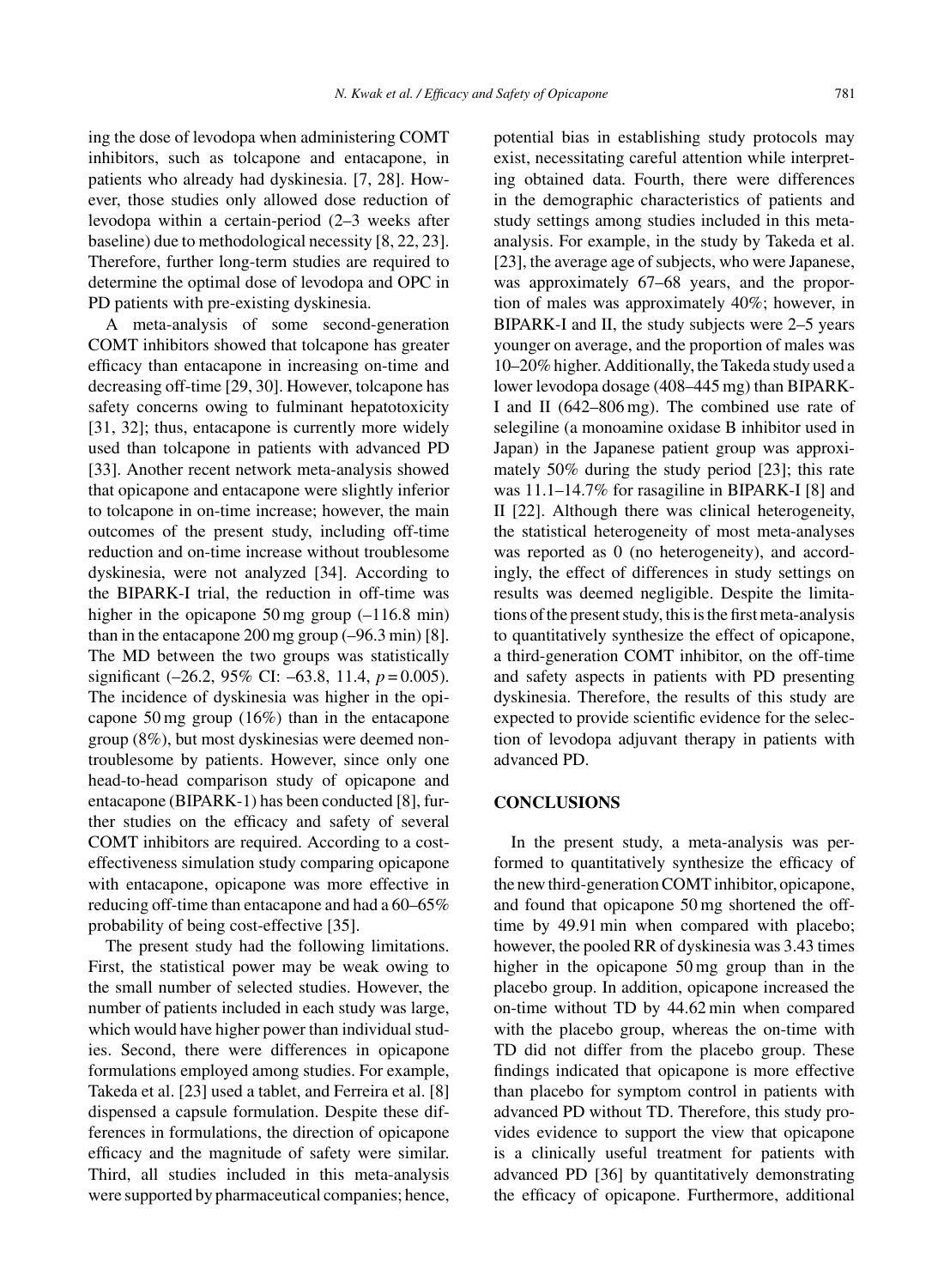ing the dose of levodopa when administering COMT inhibitors, such as tolcapone and entacapone, in patients who already had dyskinesia. [7, 28]. However, those studies only allowed dose reduction of levodopa within a certain-period (2–3 weeks after baseline) due to methodological necessity [8, 22, 23]. Therefore, further long-term studies are required to determine the optimal dose of levodopa and OPC in PD patients with pre-existing dyskinesia.

A meta-analysis of some second-generation COMT inhibitors showed that tolcapone has greater efficacy than entacapone in increasing on-time and decreasing off-time [29, 30]. However, tolcapone has safety concerns owing to fulminant hepatotoxicity [31, 32]; thus, entacapone is currently more widely used than tolcapone in patients with advanced PD [33]. Another recent network meta-analysis showed that opicapone and entacapone were slightly inferior to tolcapone in on-time increase; however, the main outcomes of the present study, including off-time reduction and on-time increase without troublesome dyskinesia, were not analyzed [34]. According to the BIPARK-I trial, the reduction in off-time was higher in the opicapone 50 mg group (–116.8 min) than in the entacapone 200 mg group (–96.3 min) [8]. The MD between the two groups was statistically significant (–26.2, 95% CI: –63.8, 11.4, $p = 0.005$). The incidence of dyskinesia was higher in the opicapone 50 mg group (16%) than in the entacapone group (8%), but most dyskinesias were deemed non-troublesome by patients. However, since only one head-to-head comparison study of opicapone and entacapone (BIPARK-1) has been conducted [8], further studies on the efficacy and safety of several COMT inhibitors are required. According to a cost-effectiveness simulation study comparing opicapone with entacapone, opicapone was more effective in reducing off-time than entacapone and had a 60–65% probability of being cost-effective [35].

The present study had the following limitations. First, the statistical power may be weak owing to the small number of selected studies. However, the number of patients included in each study was large, which would have higher power than individual studies. Second, there were differences in opicapone formulations employed among studies. For example, Takeda et al. [23] used a tablet, and Ferreira et al. [8] dispensed a capsule formulation. Despite these differences in formulations, the direction of opicapone efficacy and the magnitude of safety were similar. Third, all studies included in this meta-analysis were supported by pharmaceutical companies; hence, potential bias in establishing study protocols may exist, necessitating careful attention while interpreting obtained data. Fourth, there were differences in the demographic characteristics of patients and study settings among studies included in this meta-analysis. For example, in the study by Takeda et al. [23], the average age of subjects, who were Japanese, was approximately 67–68 years, and the proportion of males was approximately 40%; however, in BIPARK-I and II, the study subjects were 2–5 years younger on average, and the proportion of males was 10–20% higher. Additionally, the Takeda study used a lower levodopa dosage (408–445 mg) than BIPARK-I and II (642–806 mg). The combined use rate of selegiline (a monoamine oxidase B inhibitor used in Japan) in the Japanese patient group was approximately 50% during the study period [23]; this rate was 11.1–14.7% for rasagiline in BIPARK-I [8] and II [22]. Although there was clinical heterogeneity, the statistical heterogeneity of most meta-analyses was reported as 0 (no heterogeneity), and accordingly, the effect of differences in study settings on results was deemed negligible. Despite the limitations of the present study, this is the first meta-analysis to quantitatively synthesize the effect of opicapone, a third-generation COMT inhibitor, on the off-time and safety aspects in patients with PD presenting dyskinesia. Therefore, the results of this study are expected to provide scientific evidence for the selection of levodopa adjuvant therapy in patients with advanced PD.

## CONCLUSIONS

In the present study, a meta-analysis was performed to quantitatively synthesize the efficacy of the new third-generation COMT inhibitor, opicapone, and found that opicapone 50 mg shortened the off-time by 49.91 min when compared with placebo; however, the pooled RR of dyskinesia was 3.43 times higher in the opicapone 50 mg group than in the placebo group. In addition, opicapone increased the on-time without TD by 44.62 min when compared with the placebo group, whereas the on-time with TD did not differ from the placebo group. These findings indicated that opicapone is more effective than placebo for symptom control in patients with advanced PD without TD. Therefore, this study provides evidence to support the view that opicapone is a clinically useful treatment for patients with advanced PD [36] by quantitatively demonstrating the efficacy of opicapone. Furthermore, additional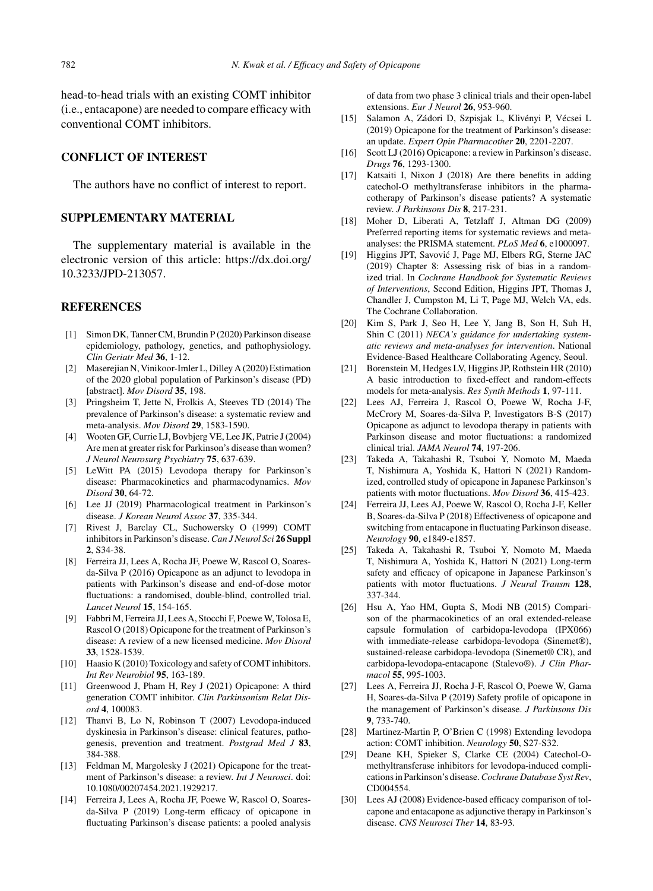head-to-head trials with an existing COMT inhibitor (i.e., entacapone) are needed to compare efficacy with conventional COMT inhibitors.

## CONFLICT OF INTEREST

The authors have no conflict of interest to report.

## SUPPLEMENTARY MATERIAL

The supplementary material is available in the electronic version of this article: https://dx.doi.org/10.3233/JPD-213057.

## REFERENCES

[1] Simon DK, Tanner CM, Brundin P (2020) Parkinson disease epidemiology, pathology, genetics, and pathophysiology. *Clin Geriatr Med* **36**, 1-12.

[2] Maserejian N, Vinikoor-Imler L, Dilley A (2020) Estimation of the 2020 global population of Parkinson's disease (PD) [abstract]. *Mov Disord* **35**, 198.

[3] Pringsheim T, Jette N, Frolkis A, Steeves TD (2014) The prevalence of Parkinson's disease: a systematic review and meta-analysis. *Mov Disord* **29**, 1583-1590.

[4] Wooten GF, Currie LJ, Bovbjerg VE, Lee JK, Patrie J (2004) Are men at greater risk for Parkinson's disease than women? *J Neurol Neurosurg Psychiatry* **75**, 637-639.

[5] LeWitt PA (2015) Levodopa therapy for Parkinson's disease: Pharmacokinetics and pharmacodynamics. *Mov Disord* **30**, 64-72.

[6] Lee JJ (2019) Pharmacological treatment in Parkinson's disease. *J Korean Neurol Assoc* **37**, 335-344.

[7] Rivest J, Barclay CL, Suchowersky O (1999) COMT inhibitors in Parkinson's disease. *Can J Neurol Sci* **26 Suppl 2**, S34-38.

[8] Ferreira JJ, Lees A, Rocha JF, Poewe W, Rascol O, Soares-da-Silva P (2016) Opicapone as an adjunct to levodopa in patients with Parkinson's disease and end-of-dose motor fluctuations: a randomised, double-blind, controlled trial. *Lancet Neurol* **15**, 154-165.

[9] Fabbri M, Ferreira JJ, Lees A, Stocchi F, Poewe W, Tolosa E, Rascol O (2018) Opicapone for the treatment of Parkinson's disease: A review of a new licensed medicine. *Mov Disord* **33**, 1528-1539.

[10] Haasio K (2010) Toxicology and safety of COMT inhibitors. *Int Rev Neurobiol* **95**, 163-189.

[11] Greenwood J, Pham H, Rey J (2021) Opicapone: A third generation COMT inhibitor. *Clin Parkinsonism Relat Disord* **4**, 100083.

[12] Thanvi B, Lo N, Robinson T (2007) Levodopa-induced dyskinesia in Parkinson's disease: clinical features, pathogenesis, prevention and treatment. *Postgrad Med J* **83**, 384-388.

[13] Feldman M, Margolesky J (2021) Opicapone for the treatment of Parkinson's disease: a review. *Int J Neurosci*. doi: 10.1080/00207454.2021.1929217.

[14] Ferreira J, Lees A, Rocha JF, Poewe W, Rascol O, Soares-da-Silva P (2019) Long-term efficacy of opicapone in fluctuating Parkinson's disease patients: a pooled analysis of data from two phase 3 clinical trials and their open-label extensions. *Eur J Neurol* **26**, 953-960.

[15] Salamon A, Zádori D, Szpisjak L, Klivényi P, Vécsei L (2019) Opicapone for the treatment of Parkinson's disease: an update. *Expert Opin Pharmacother* **20**, 2201-2207.

[16] Scott LJ (2016) Opicapone: a review in Parkinson's disease. *Drugs* **76**, 1293-1300.

[17] Katsaiti I, Nixon J (2018) Are there benefits in adding catechol-O methyltransferase inhibitors in the pharmacotherapy of Parkinson's disease patients? A systematic review. *J Parkinsons Dis* **8**, 217-231.

[18] Moher D, Liberati A, Tetzlaff J, Altman DG (2009) Preferred reporting items for systematic reviews and meta-analyses: the PRISMA statement. *PLoS Med* **6**, e1000097.

[19] Higgins JPT, Savović J, Page MJ, Elbers RG, Sterne JAC (2019) Chapter 8: Assessing risk of bias in a randomized trial. In *Cochrane Handbook for Systematic Reviews of Interventions*, Second Edition, Higgins JPT, Thomas J, Chandler J, Cumpston M, Li T, Page MJ, Welch VA, eds. The Cochrane Collaboration.

[20] Kim S, Park J, Seo H, Lee Y, Jang B, Son H, Suh H, Shin C (2011) *NECA's guidance for undertaking systematic reviews and meta-analyses for intervention*. National Evidence-Based Healthcare Collaborating Agency, Seoul.

[21] Borenstein M, Hedges LV, Higgins JP, Rothstein HR (2010) A basic introduction to fixed-effect and random-effects models for meta-analysis. *Res Synth Methods* **1**, 97-111.

[22] Lees AJ, Ferreira J, Rascol O, Poewe W, Rocha J-F, McCrory M, Soares-da-Silva P, Investigators B-S (2017) Opicapone as adjunct to levodopa therapy in patients with Parkinson disease and motor fluctuations: a randomized clinical trial. *JAMA Neurol* **74**, 197-206.

[23] Takeda A, Takahashi R, Tsuboi Y, Nomoto M, Maeda T, Nishimura A, Yoshida K, Hattori N (2021) Randomized, controlled study of opicapone in Japanese Parkinson's patients with motor fluctuations. *Mov Disord* **36**, 415-423.

[24] Ferreira JJ, Lees AJ, Poewe W, Rascol O, Rocha J-F, Keller B, Soares-da-Silva P (2018) Effectiveness of opicapone and switching from entacapone in fluctuating Parkinson disease. *Neurology* **90**, e1849-e1857.

[25] Takeda A, Takahashi R, Tsuboi Y, Nomoto M, Maeda T, Nishimura A, Yoshida K, Hattori N (2021) Long-term safety and efficacy of opicapone in Japanese Parkinson's patients with motor fluctuations. *J Neural Transm* **128**, 337-344.

[26] Hsu A, Yao HM, Gupta S, Modi NB (2015) Comparison of the pharmacokinetics of an oral extended-release capsule formulation of carbidopa-levodopa (IPX066) with immediate-release carbidopa-levodopa (Sinemet®), sustained-release carbidopa-levodopa (Sinemet® CR), and carbidopa-levodopa-entacapone (Stalevo®). *J Clin Pharmacol* **55**, 995-1003.

[27] Lees A, Ferreira JJ, Rocha J-F, Rascol O, Poewe W, Gama H, Soares-da-Silva P (2019) Safety profile of opicapone in the management of Parkinson's disease. *J Parkinsons Dis* **9**, 733-740.

[28] Martinez-Martin P, O'Brien C (1998) Extending levodopa action: COMT inhibition. *Neurology* **50**, S27-S32.

[29] Deane KH, Spieker S, Clarke CE (2004) Catechol-O-methyltransferase inhibitors for levodopa-induced complications in Parkinson's disease. *Cochrane Database Syst Rev*, CD004554.

[30] Lees AJ (2008) Evidence-based efficacy comparison of tolcapone and entacapone as adjunctive therapy in Parkinson's disease. *CNS Neurosci Ther* **14**, 83-93.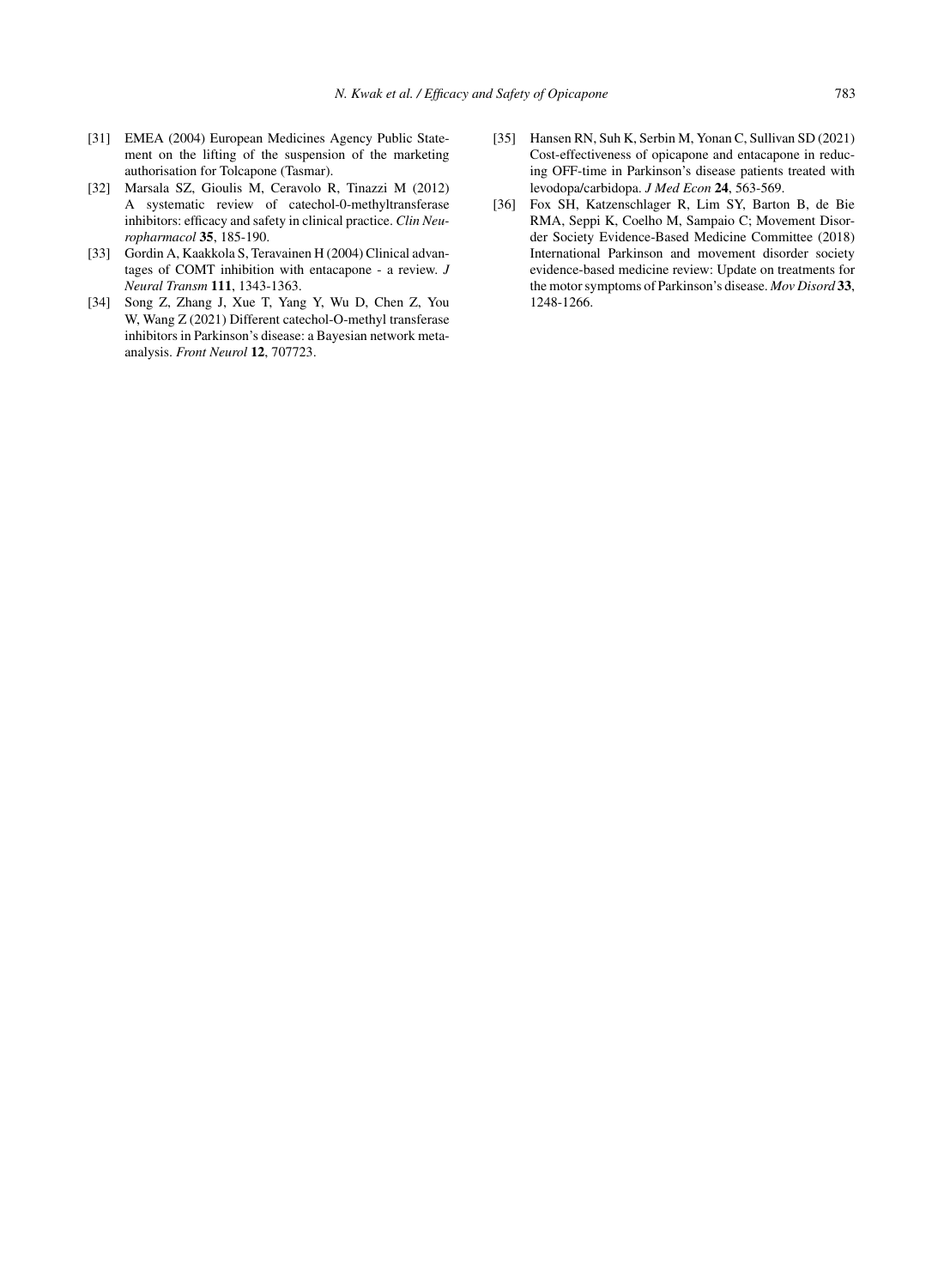[31] EMEA (2004) European Medicines Agency Public Statement on the lifting of the suspension of the marketing authorisation for Tolcapone (Tasmar).

[32] Marsala SZ, Gioulis M, Ceravolo R, Tinazzi M (2012) A systematic review of catechol-0-methyltransferase inhibitors: efficacy and safety in clinical practice. *Clin Neuropharmacol* **35**, 185-190.

[33] Gordin A, Kaakkola S, Teravainen H (2004) Clinical advantages of COMT inhibition with entacapone - a review. *J Neural Transm* **111**, 1343-1363.

[34] Song Z, Zhang J, Xue T, Yang Y, Wu D, Chen Z, You W, Wang Z (2021) Different catechol-O-methyl transferase inhibitors in Parkinson's disease: a Bayesian network meta-analysis. *Front Neurol* **12**, 707723.

[35] Hansen RN, Suh K, Serbin M, Yonan C, Sullivan SD (2021) Cost-effectiveness of opicapone and entacapone in reducing OFF-time in Parkinson's disease patients treated with levodopa/carbidopa. *J Med Econ* **24**, 563-569.

[36] Fox SH, Katzenschlager R, Lim SY, Barton B, de Bie RMA, Seppi K, Coelho M, Sampaio C; Movement Disorder Society Evidence-Based Medicine Committee (2018) International Parkinson and movement disorder society evidence-based medicine review: Update on treatments for the motor symptoms of Parkinson's disease. *Mov Disord* **33**, 1248-1266.